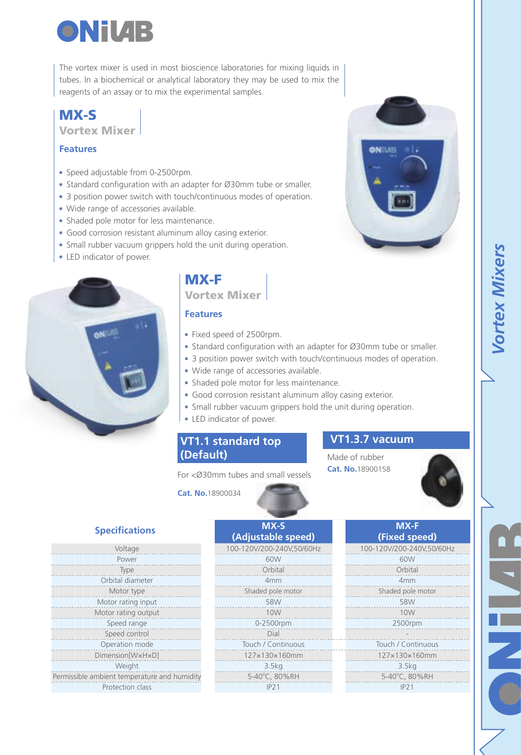# ONiLAB

The vortex mixer is used in most bioscience laboratories for mixing liquids in tubes. In a biochemical or analytical laboratory they may be used to mix the reagents of an assay or to mix the experimental samples.

## MX-S

### Vortex Mixer

#### Features

- Speed adjustable from 0-2500rpm.
- Standard configuration with an adapter for Ø30mm tube or smaller.
- 3 position power switch with touch/continuous modes of operation.
- Wide range of accessories available.
- Shaded pole motor for less maintenance.
- Good corrosion resistant aluminum alloy casing exterior.
- Small rubber vacuum grippers hold the unit during operation.
- LED indicator of power.

## MX-F

### Vortex Mixer

#### Features

- Fixed speed of 2500rpm.
- Standard configuration with an adapter for Ø30mm tube or smaller.
- 3 position power switch with touch/continuous modes of operation.
- Wide range of accessories available.
- Shaded pole motor for less maintenance.
- Good corrosion resistant aluminum alloy casing exterior.
- Small rubber vacuum grippers hold the unit during operation.
- LED indicator of power.

### VT1.1 standard top (Default)

For <Ø30mm tubes and small vessels

**Cat. No.**18900034

### VT1.3.7 vacuum

Made of rubber

**Cat. No.**18900158

## Specifications

| Specifications | MX-S (Adjustable speed) | MX-F (Fixed speed) |
|---|---|---|
| Voltage | 100-120V/200-240V,50/60Hz | 100-120V/200-240V,50/60Hz |
| Power | 60W | 60W |
| Type | Orbital | Orbital |
| Orbital diameter | 4mm | 4mm |
| Motor type | Shaded pole motor | Shaded pole motor |
| Motor rating input | 58W | 58W |
| Motor rating output | 10W | 10W |
| Speed range | 0-2500rpm | 2500rpm |
| Speed control | Dial | - |
| Operation mode | Touch / Continuous | Touch / Continuous |
| Dimension[W×H×D] | 127×130×160mm | 127×130×160mm |
| Weight | 3.5kg | 3.5kg |
| Permissible ambient temperature and humidity | 5-40°C, 80%RH | 5-40°C, 80%RH |
| Protection class | IP21 | IP21 |

*Vortex Mixers*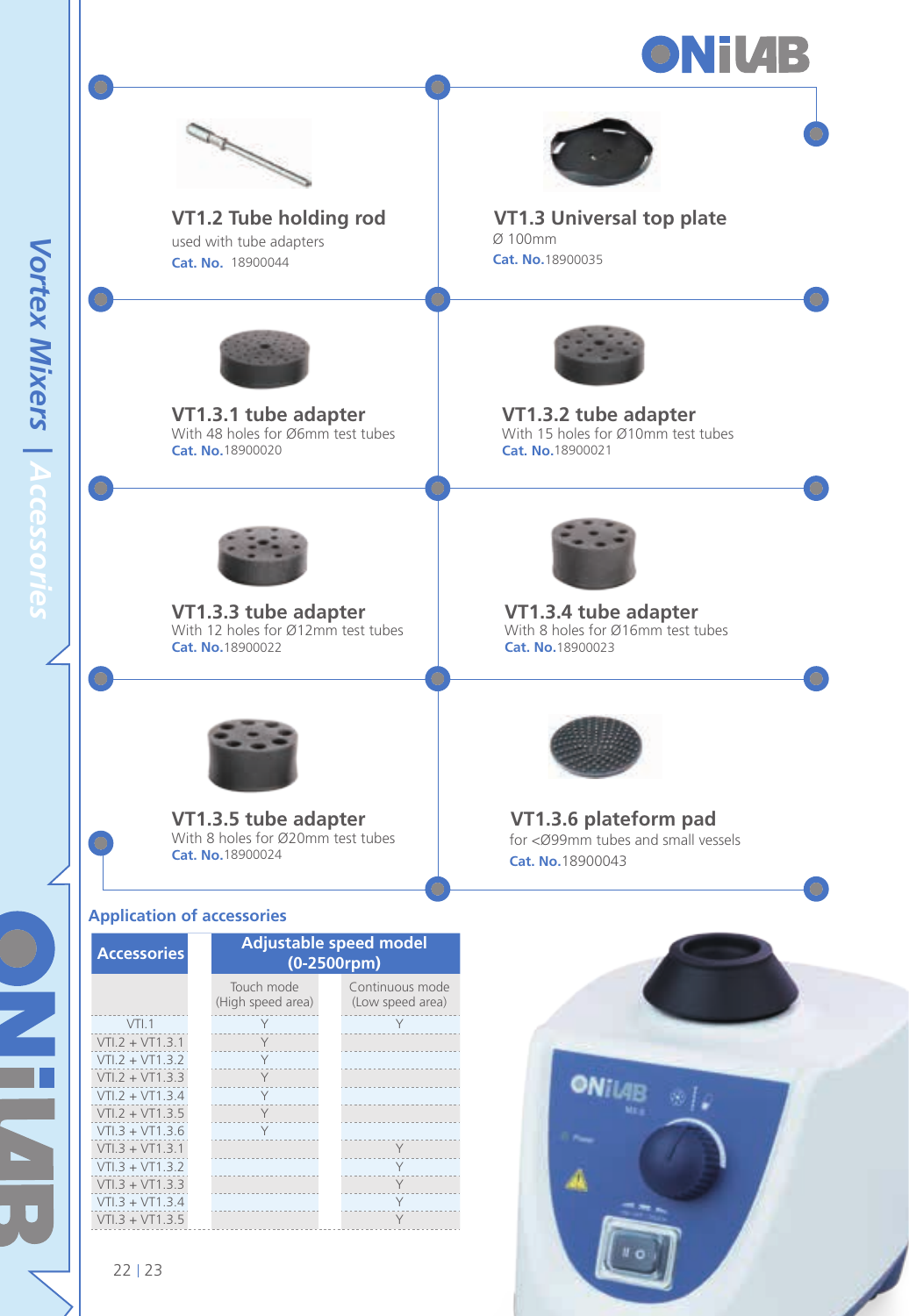## VT1.2 Tube holding rod

used with tube adapters

**Cat. No.** 18900044

## VT1.3 Universal top plate

Ø 100mm

**Cat. No.** 18900035

## VT1.3.1 tube adapter

With 48 holes for Ø6mm test tubes

**Cat. No.** 18900020

## VT1.3.2 tube adapter

With 15 holes for Ø10mm test tubes

**Cat. No.** 18900021

## VT1.3.3 tube adapter

With 12 holes for Ø12mm test tubes

**Cat. No.** 18900022

## VT1.3.4 tube adapter

With 8 holes for Ø16mm test tubes

**Cat. No.** 18900023

## VT1.3.5 tube adapter

With 8 holes for Ø20mm test tubes

**Cat. No.** 18900024

## VT1.3.6 plateform pad

for <Ø99mm tubes and small vessels

**Cat. No.** 18900043

## Application of accessories

| Accessories | Adjustable speed model (0-2500rpm) | |
|---|---|---|
| | Touch mode (High speed area) | Continuous mode (Low speed area) |
| VTI.1 | Y | Y |
| VTI.2 + VT1.3.1 | Y | |
| VTI.2 + VT1.3.2 | Y | |
| VTI.2 + VT1.3.3 | Y | |
| VTI.2 + VT1.3.4 | Y | |
| VTI.2 + VT1.3.5 | Y | |
| VTI.3 + VT1.3.6 | Y | |
| VTI.3 + VT1.3.1 | | Y |
| VTI.3 + VT1.3.2 | | Y |
| VTI.3 + VT1.3.3 | | Y |
| VTI.3 + VT1.3.4 | | Y |
| VTI.3 + VT1.3.5 | | Y |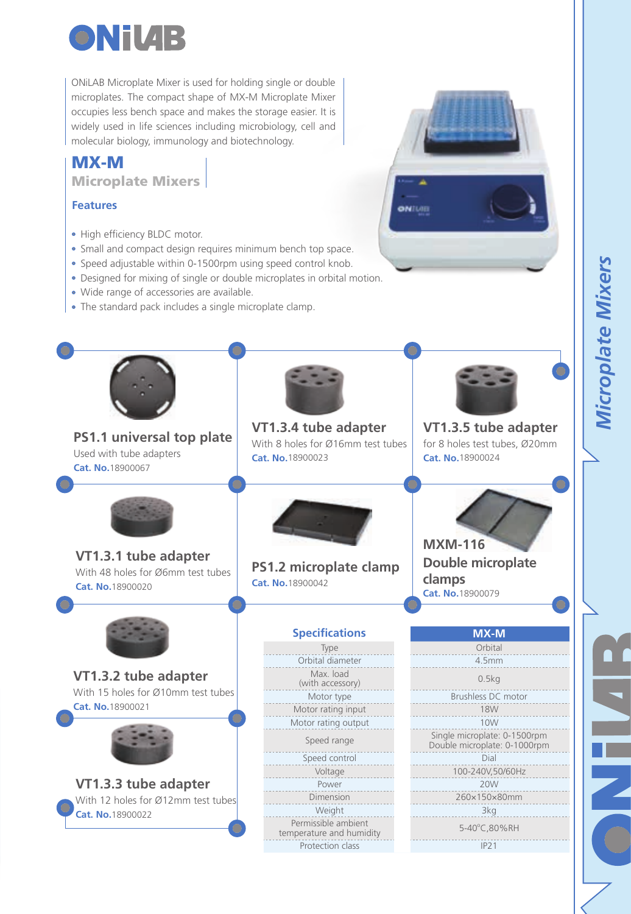ONiLAB Microplate Mixer is used for holding single or double microplates. The compact shape of MX-M Microplate Mixer occupies less bench space and makes the storage easier. It is widely used in life sciences including microbiology, cell and molecular biology, immunology and biotechnology.

# MX-M

## Microplate Mixers

### Features

- High efficiency BLDC motor.
- Small and compact design requires minimum bench top space.
- Speed adjustable within 0-1500rpm using speed control knob.
- Designed for mixing of single or double microplates in orbital motion.
- Wide range of accessories are available.
- The standard pack includes a single microplate clamp.

**PS1.1 universal top plate**
Used with tube adapters
**Cat. No.**18900067

**VT1.3.4 tube adapter**
With 8 holes for Ø16mm test tubes
**Cat. No.**18900023

**VT1.3.5 tube adapter**
for 8 holes test tubes, Ø20mm
**Cat. No.**18900024

**VT1.3.1 tube adapter**
With 48 holes for Ø6mm test tubes
**Cat. No.**18900020

**PS1.2 microplate clamp**
**Cat. No.**18900042

**MXM-116 Double microplate clamps**
**Cat. No.**18900079

**VT1.3.2 tube adapter**
With 15 holes for Ø10mm test tubes
**Cat. No.**18900021

**VT1.3.3 tube adapter**
With 12 holes for Ø12mm test tubes
**Cat. No.**18900022

| Specifications | MX-M |
|---|---|
| Type | Orbital |
| Orbital diameter | 4.5mm |
| Max. load (with accessory) | 0.5kg |
| Motor type | Brushless DC motor |
| Motor rating input | 18W |
| Motor rating output | 10W |
| Speed range | Single microplate: 0-1500rpm<br>Double microplate: 0-1000rpm |
| Speed control | Dial |
| Voltage | 100-240V,50/60Hz |
| Power | 20W |
| Dimension | 260×150×80mm |
| Weight | 3kg |
| Permissible ambient temperature and humidity | 5-40°C,80%RH |
| Protection class | IP21 |